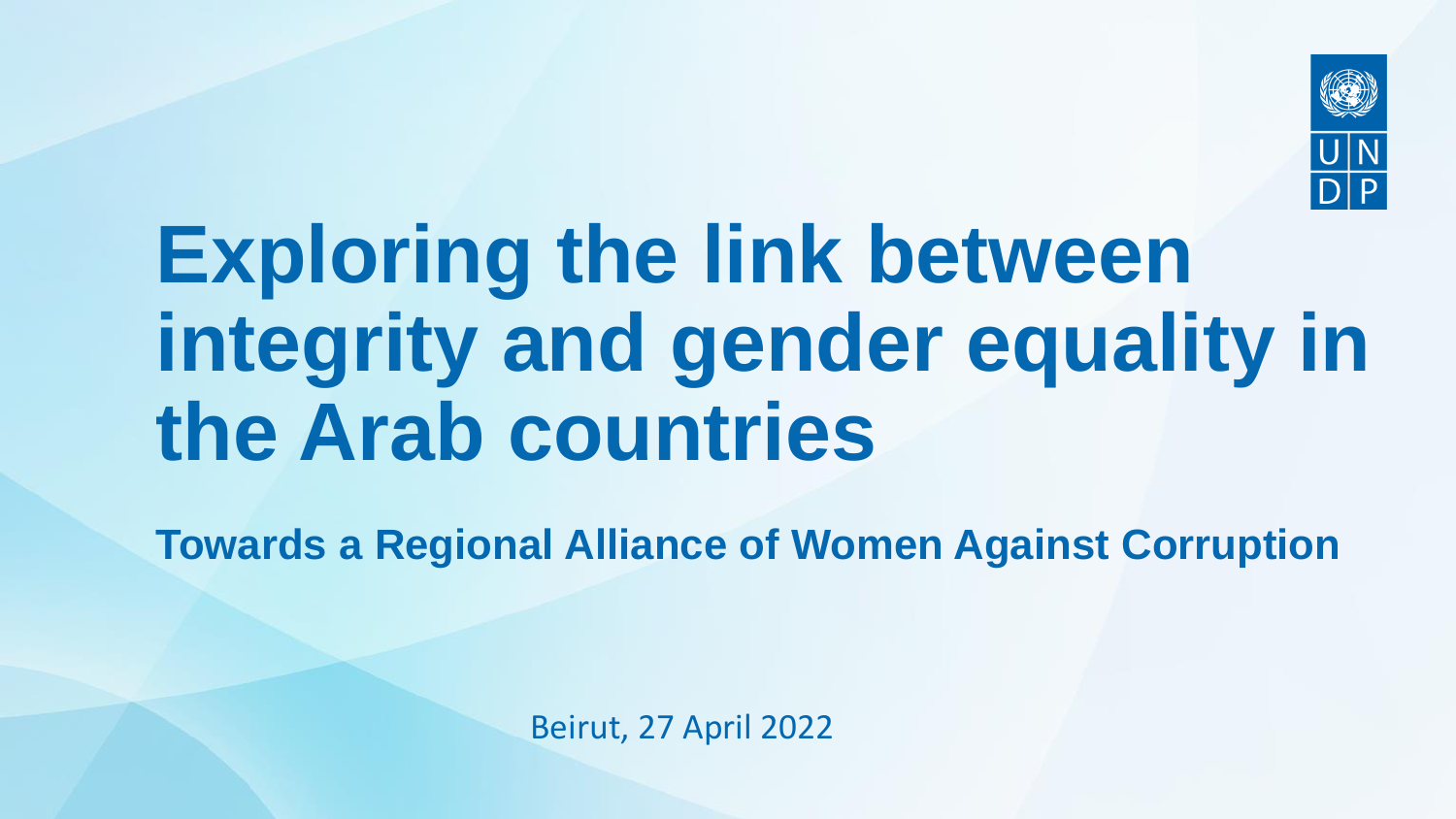# Exploring the link between integrity and gender equality in the Arab countries

## Towards a Regional Alliance of Women Against Corruption

Beirut, 27 April 2022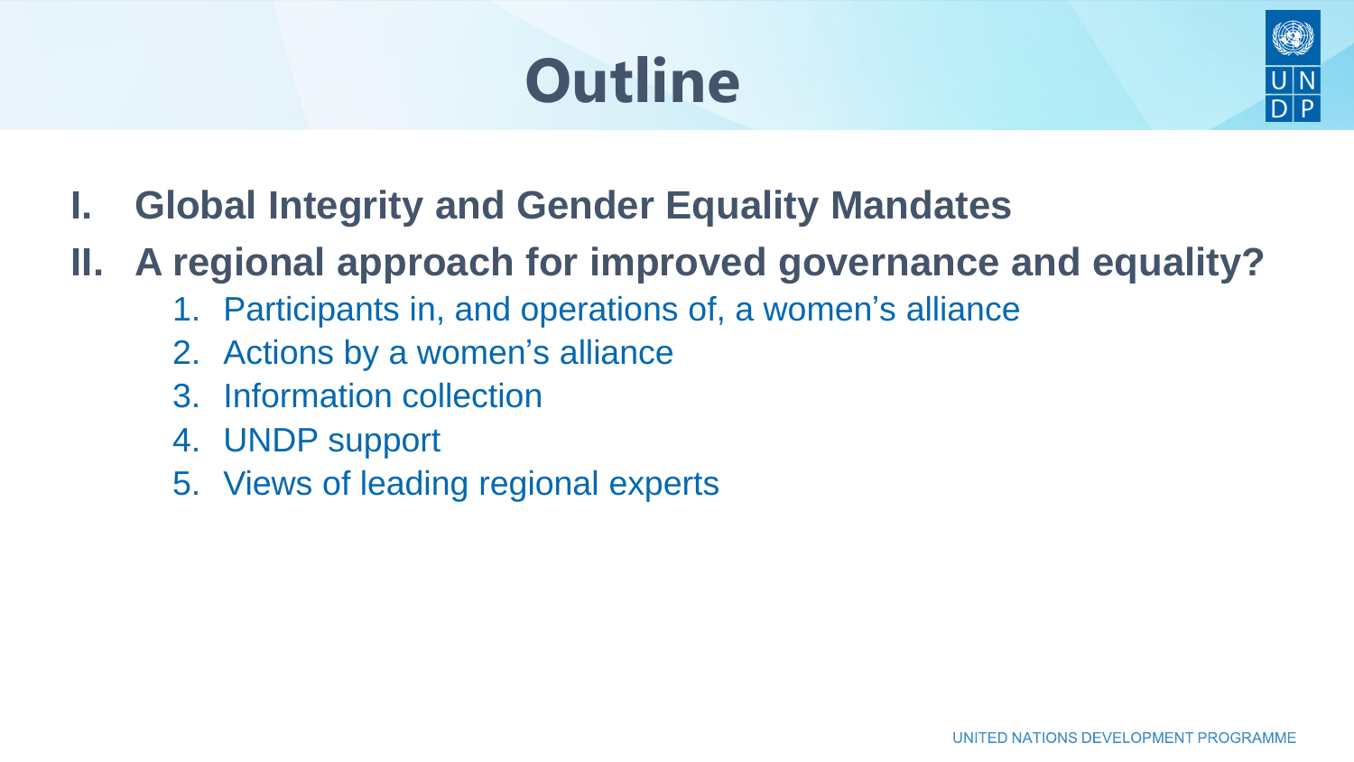# Outline

I. **Global Integrity and Gender Equality Mandates**

II. **A regional approach for improved governance and equality?**

   1. Participants in, and operations of, a women's alliance
   2. Actions by a women's alliance
   3. Information collection
   4. UNDP support
   5. Views of leading regional experts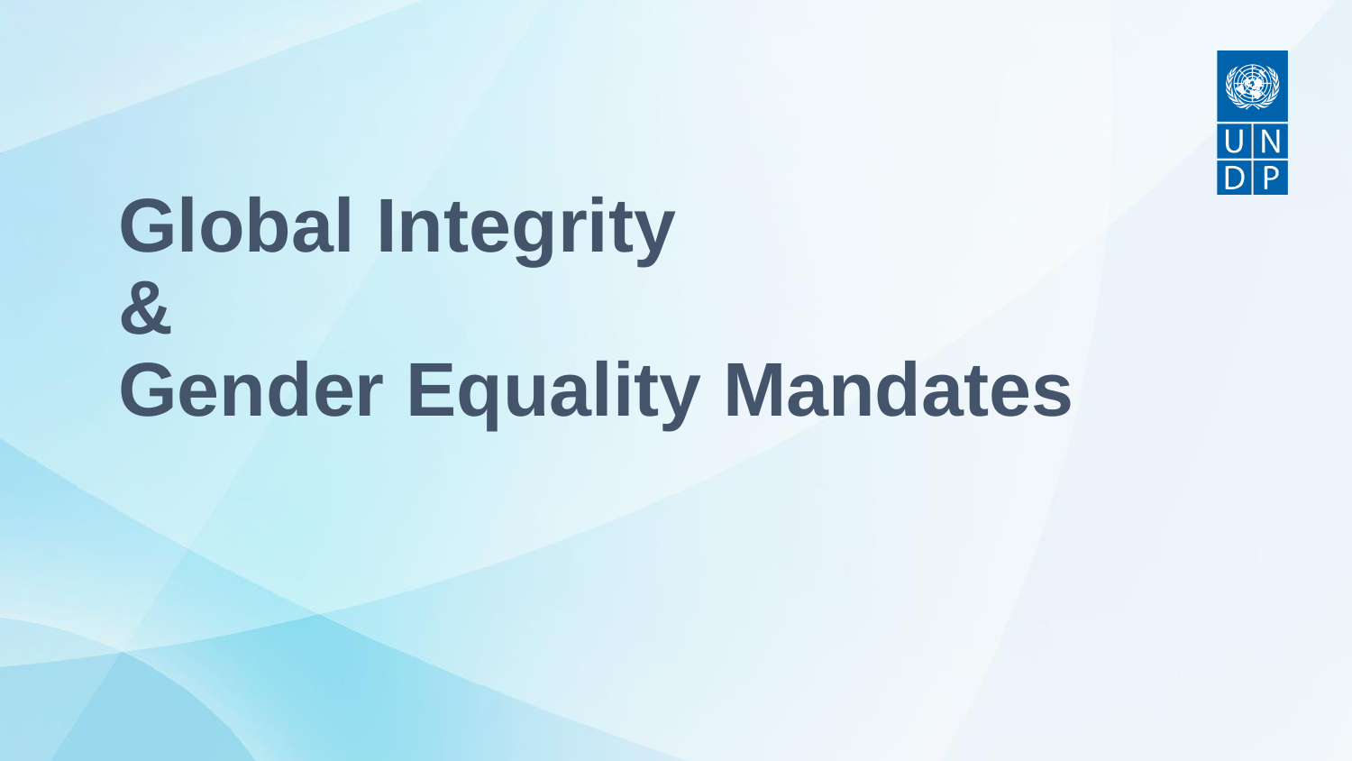# Global Integrity & Gender Equality Mandates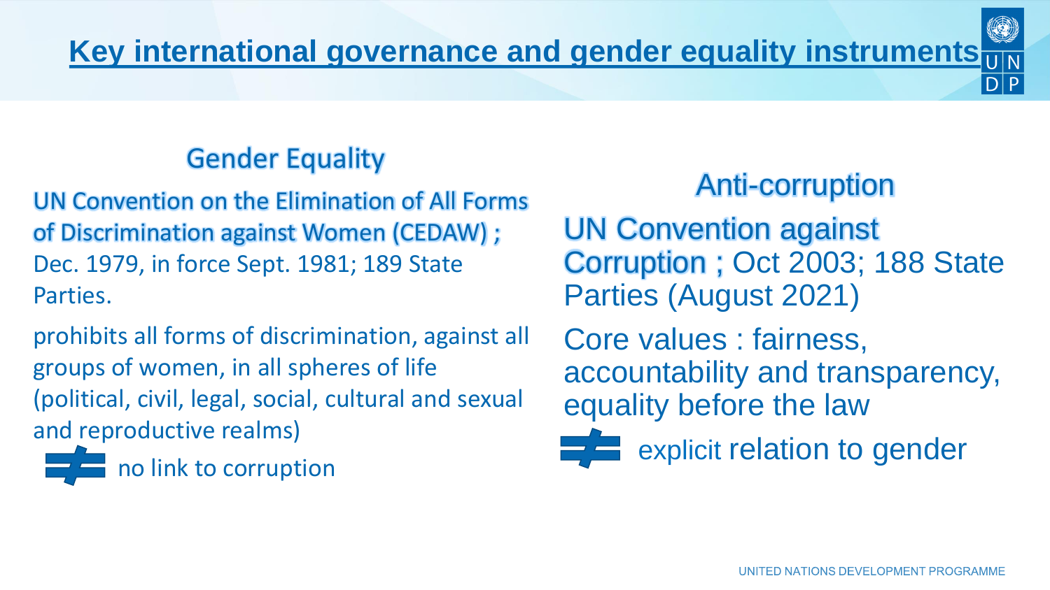# Key international governance and gender equality instruments

## Gender Equality

UN Convention on the Elimination of All Forms of Discrimination against Women (CEDAW) ; Dec. 1979, in force Sept. 1981; 189 State Parties.

prohibits all forms of discrimination, against all groups of women, in all spheres of life (political, civil, legal, social, cultural and sexual and reproductive realms)

≠ no link to corruption

## Anti-corruption

UN Convention against Corruption ; Oct 2003; 188 State Parties (August 2021)

Core values : fairness, accountability and transparency, equality before the law

≠ explicit relation to gender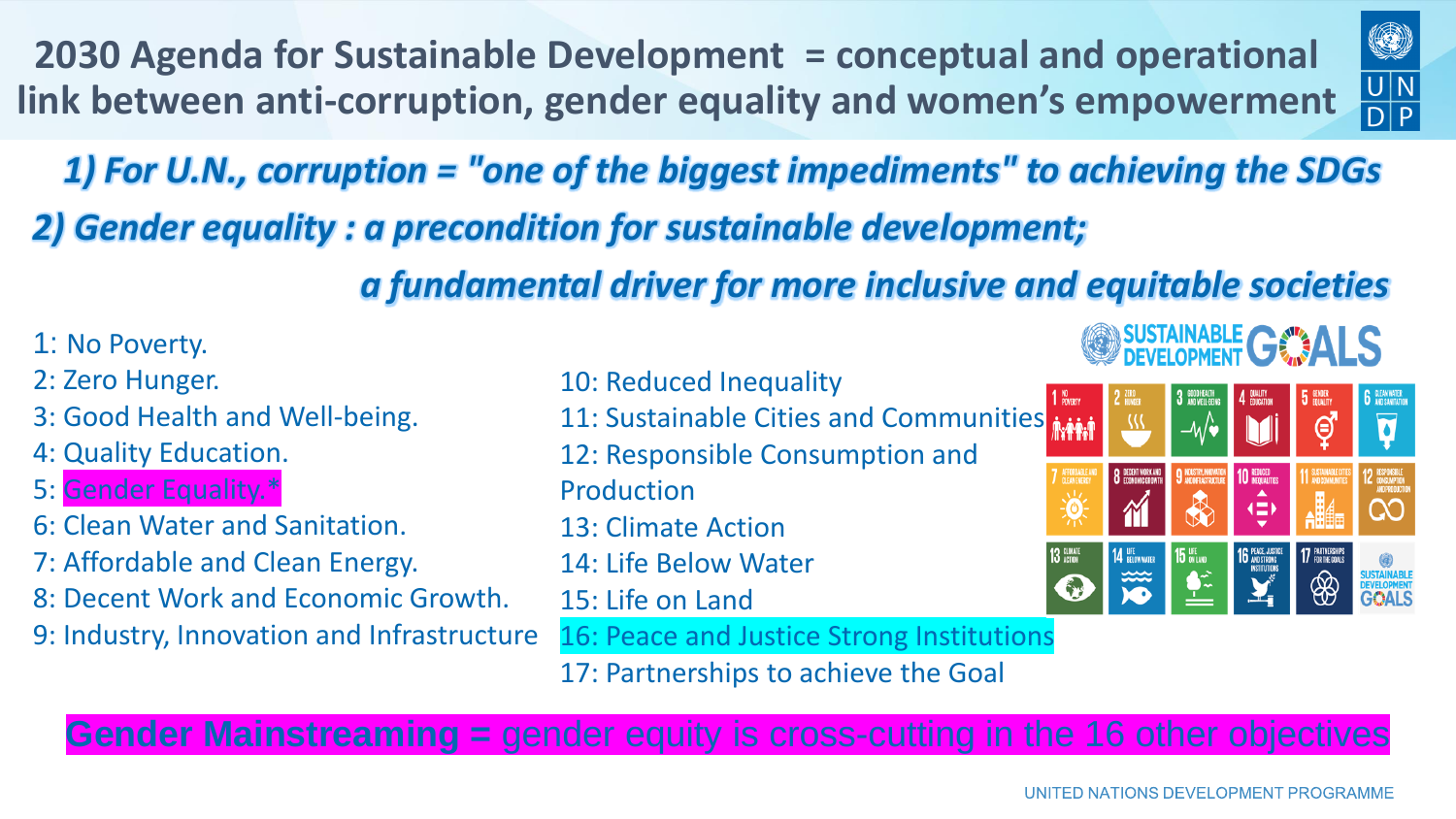# 2030 Agenda for Sustainable Development = conceptual and operational link between anti-corruption, gender equality and women's empowerment

***1) For U.N., corruption = "one of the biggest impediments" to achieving the SDGs***

***2) Gender equality : a precondition for sustainable development;***

***a fundamental driver for more inclusive and equitable societies***

1: No Poverty.
2: Zero Hunger.
3: Good Health and Well-being.
4: Quality Education.
5: Gender Equality.*
6: Clean Water and Sanitation.
7: Affordable and Clean Energy.
8: Decent Work and Economic Growth.
9: Industry, Innovation and Infrastructure
10: Reduced Inequality
11: Sustainable Cities and Communities
12: Responsible Consumption and Production
13: Climate Action
14: Life Below Water
15: Life on Land
16: Peace and Justice Strong Institutions
17: Partnerships to achieve the Goal

**Gender Mainstreaming =** gender equity is cross-cutting in the 16 other objectives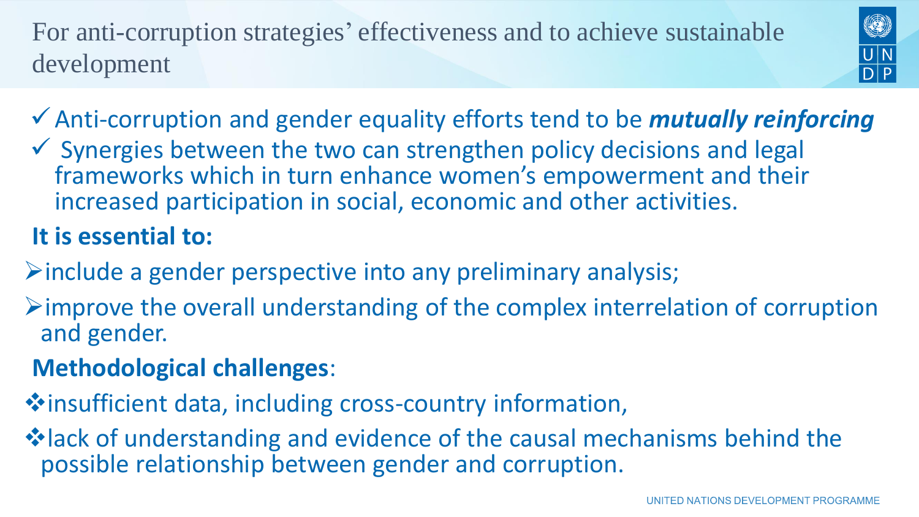# For anti-corruption strategies' effectiveness and to achieve sustainable development

- ✓ Anti-corruption and gender equality efforts tend to be ***mutually reinforcing***
- ✓ Synergies between the two can strengthen policy decisions and legal frameworks which in turn enhance women's empowerment and their increased participation in social, economic and other activities.

**It is essential to:**

- include a gender perspective into any preliminary analysis;
- improve the overall understanding of the complex interrelation of corruption and gender.

**Methodological challenges**:

- insufficient data, including cross-country information,
- lack of understanding and evidence of the causal mechanisms behind the possible relationship between gender and corruption.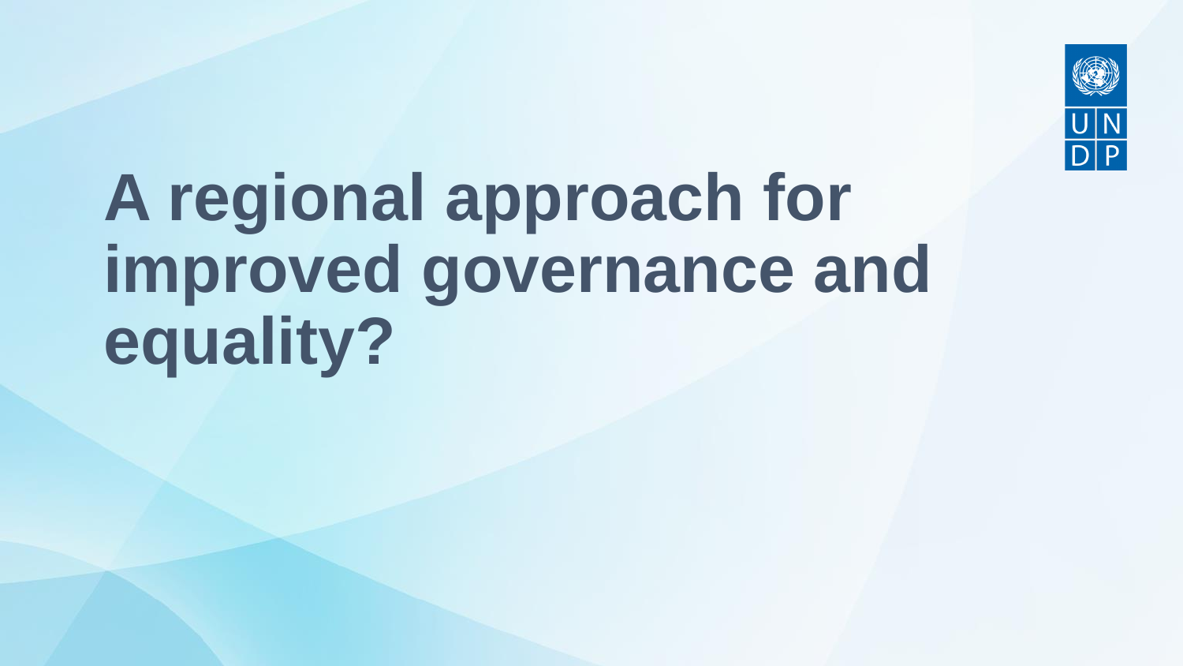# A regional approach for improved governance and equality?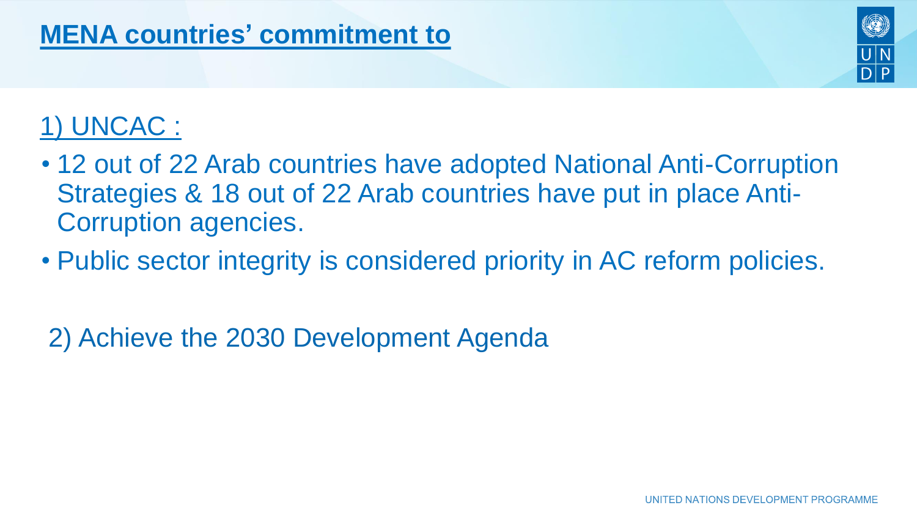# MENA countries' commitment to

## 1) UNCAC :

- 12 out of 22 Arab countries have adopted National Anti-Corruption Strategies & 18 out of 22 Arab countries have put in place Anti-Corruption agencies.
- Public sector integrity is considered priority in AC reform policies.

## 2) Achieve the 2030 Development Agenda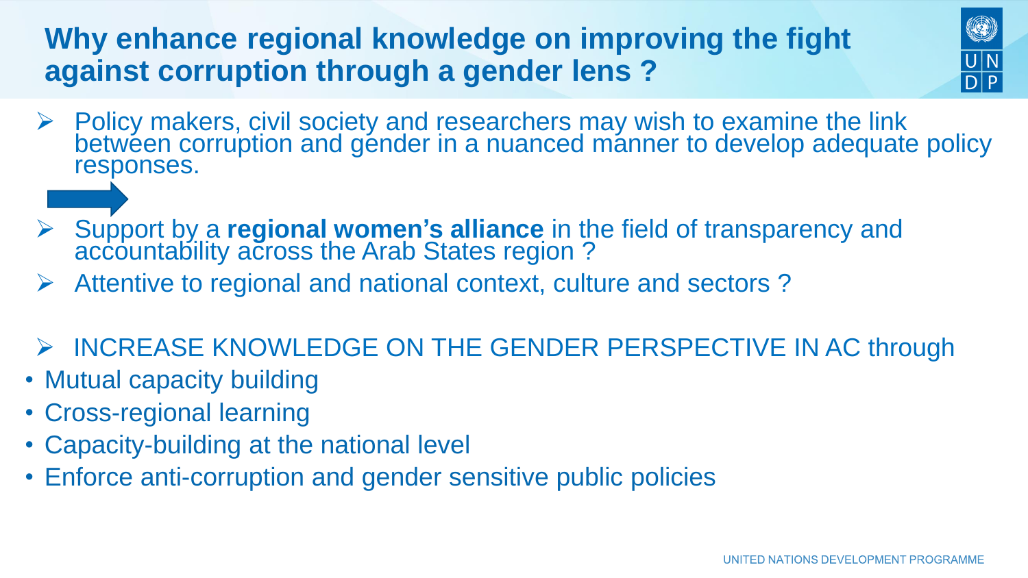# Why enhance regional knowledge on improving the fight against corruption through a gender lens ?

- Policy makers, civil society and researchers may wish to examine the link between corruption and gender in a nuanced manner to develop adequate policy responses.

- Support by a **regional women's alliance** in the field of transparency and accountability across the Arab States region ?
- Attentive to regional and national context, culture and sectors ?

- INCREASE KNOWLEDGE ON THE GENDER PERSPECTIVE IN AC through
  - Mutual capacity building
  - Cross-regional learning
  - Capacity-building at the national level
  - Enforce anti-corruption and gender sensitive public policies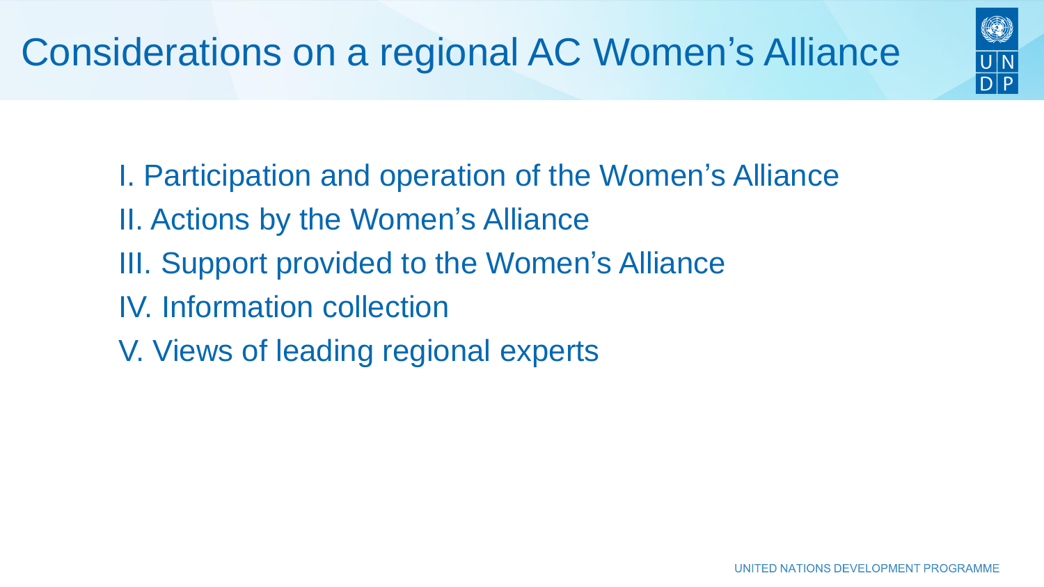# Considerations on a regional AC Women's Alliance

I. Participation and operation of the Women's Alliance
II. Actions by the Women's Alliance
III. Support provided to the Women's Alliance
IV. Information collection
V. Views of leading regional experts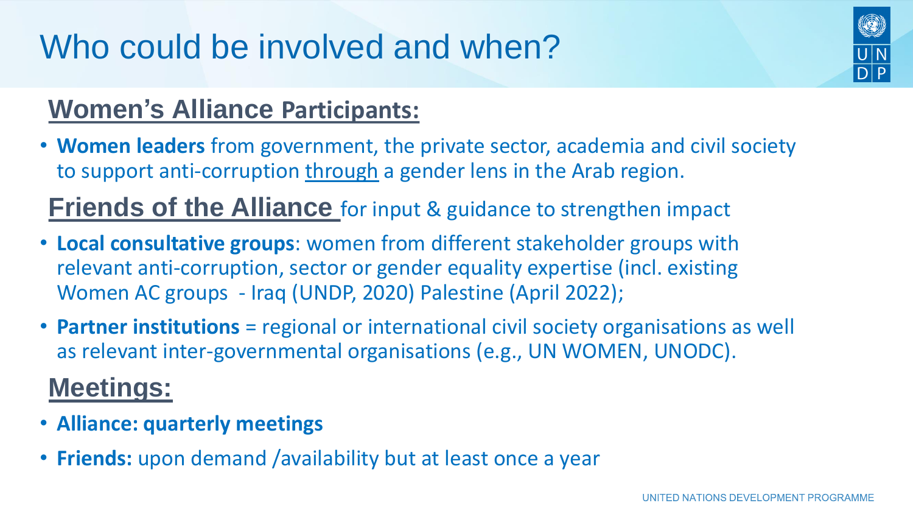# Who could be involved and when?

## Women's Alliance Participants:

- **Women leaders** from government, the private sector, academia and civil society to support anti-corruption through a gender lens in the Arab region.

## Friends of the Alliance for input & guidance to strengthen impact

- **Local consultative groups**: women from different stakeholder groups with relevant anti-corruption, sector or gender equality expertise (incl. existing Women AC groups - Iraq (UNDP, 2020) Palestine (April 2022);
- **Partner institutions** = regional or international civil society organisations as well as relevant inter-governmental organisations (e.g., UN WOMEN, UNODC).

## Meetings:

- **Alliance: quarterly meetings**
- **Friends:** upon demand /availability but at least once a year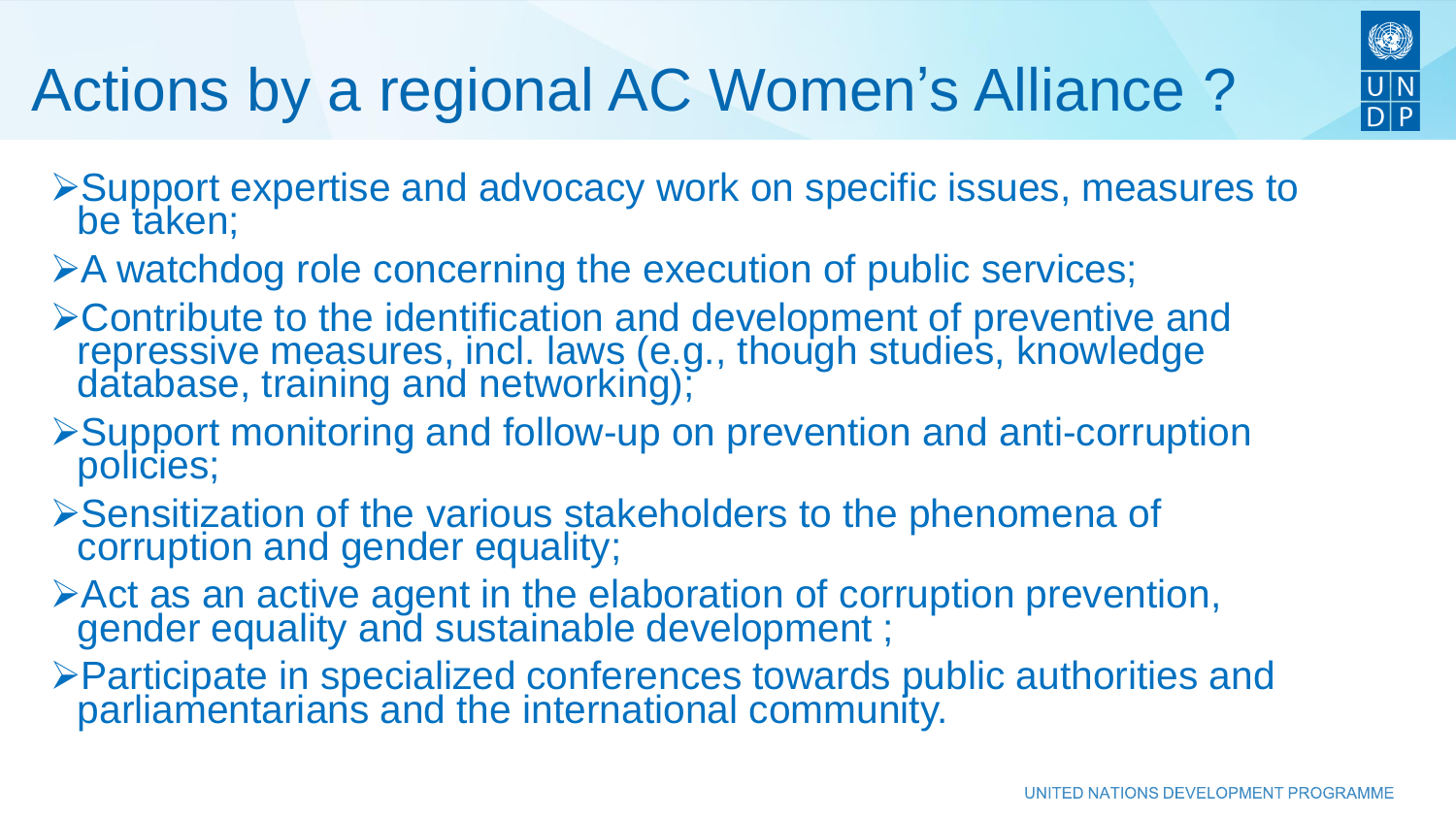# Actions by a regional AC Women's Alliance ?

- Support expertise and advocacy work on specific issues, measures to be taken;
- A watchdog role concerning the execution of public services;
- Contribute to the identification and development of preventive and repressive measures, incl. laws (e.g., though studies, knowledge database, training and networking);
- Support monitoring and follow-up on prevention and anti-corruption policies;
- Sensitization of the various stakeholders to the phenomena of corruption and gender equality;
- Act as an active agent in the elaboration of corruption prevention, gender equality and sustainable development ;
- Participate in specialized conferences towards public authorities and parliamentarians and the international community.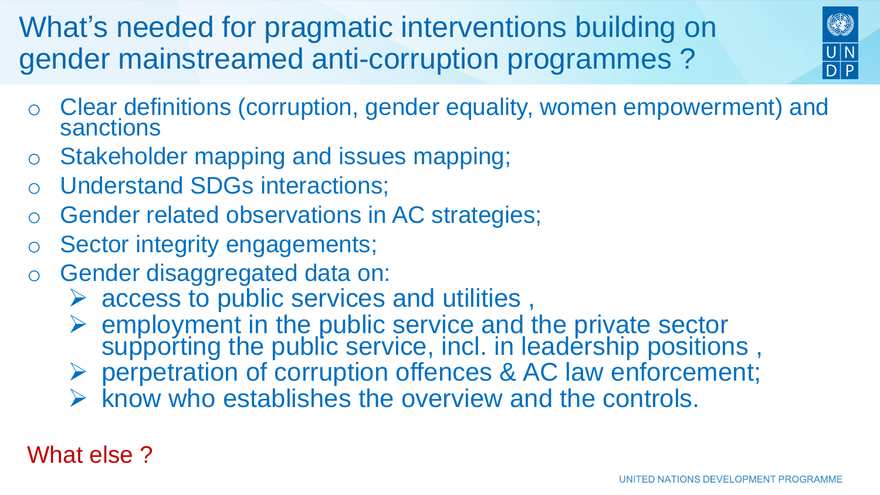# What's needed for pragmatic interventions building on gender mainstreamed anti-corruption programmes ?

- Clear definitions (corruption, gender equality, women empowerment) and sanctions
- Stakeholder mapping and issues mapping;
- Understand SDGs interactions;
- Gender related observations in AC strategies;
- Sector integrity engagements;
- Gender disaggregated data on:
  - access to public services and utilities ,
  - employment in the public service and the private sector supporting the public service, incl. in leadership positions ,
  - perpetration of corruption offences & AC law enforcement;
  - know who establishes the overview and the controls.

What else ?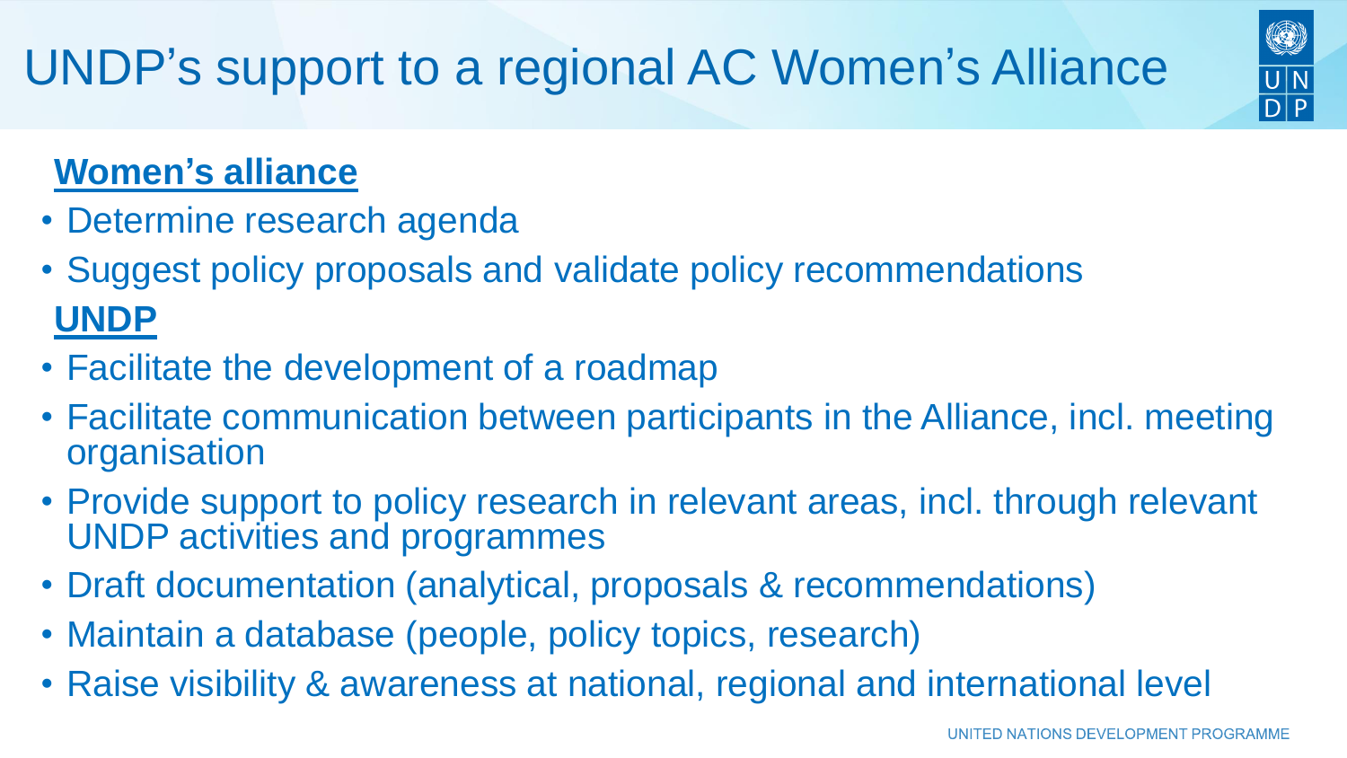# UNDP's support to a regional AC Women's Alliance

**Women's alliance**

- Determine research agenda
- Suggest policy proposals and validate policy recommendations

**UNDP**

- Facilitate the development of a roadmap
- Facilitate communication between participants in the Alliance, incl. meeting organisation
- Provide support to policy research in relevant areas, incl. through relevant UNDP activities and programmes
- Draft documentation (analytical, proposals & recommendations)
- Maintain a database (people, policy topics, research)
- Raise visibility & awareness at national, regional and international level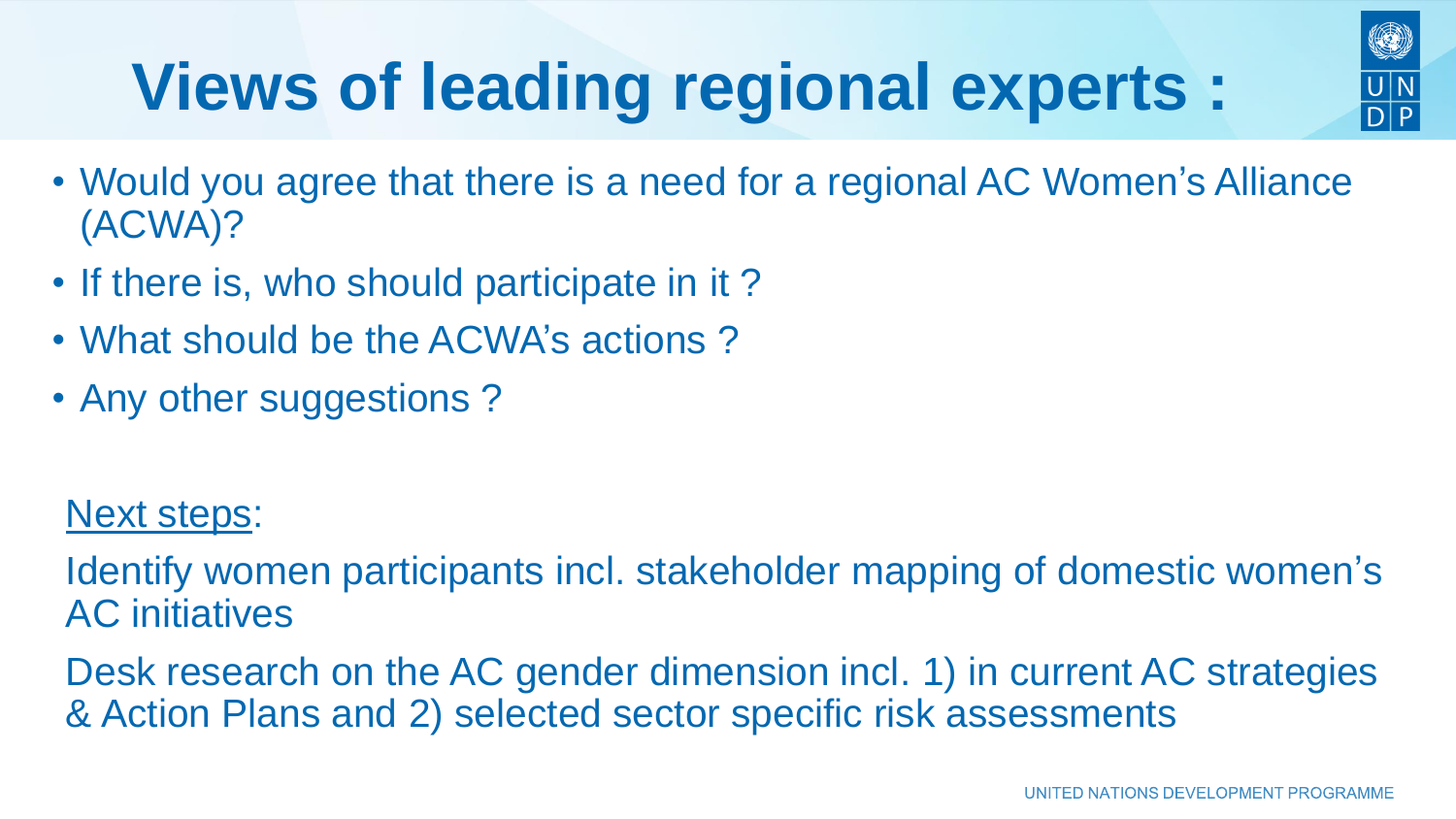# Views of leading regional experts :

- Would you agree that there is a need for a regional AC Women's Alliance (ACWA)?
- If there is, who should participate in it ?
- What should be the ACWA's actions ?
- Any other suggestions ?

<u>Next steps</u>:

Identify women participants incl. stakeholder mapping of domestic women's AC initiatives

Desk research on the AC gender dimension incl. 1) in current AC strategies & Action Plans and 2) selected sector specific risk assessments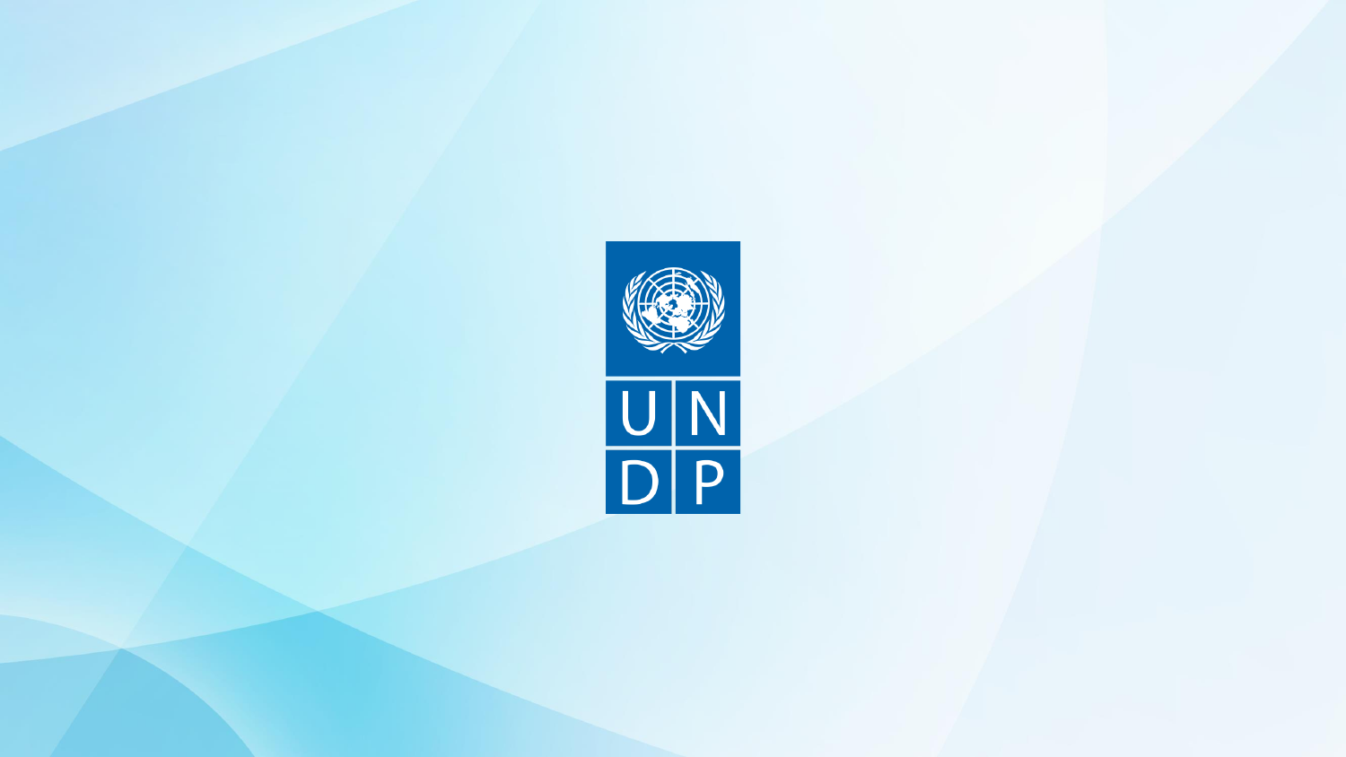U N
D P